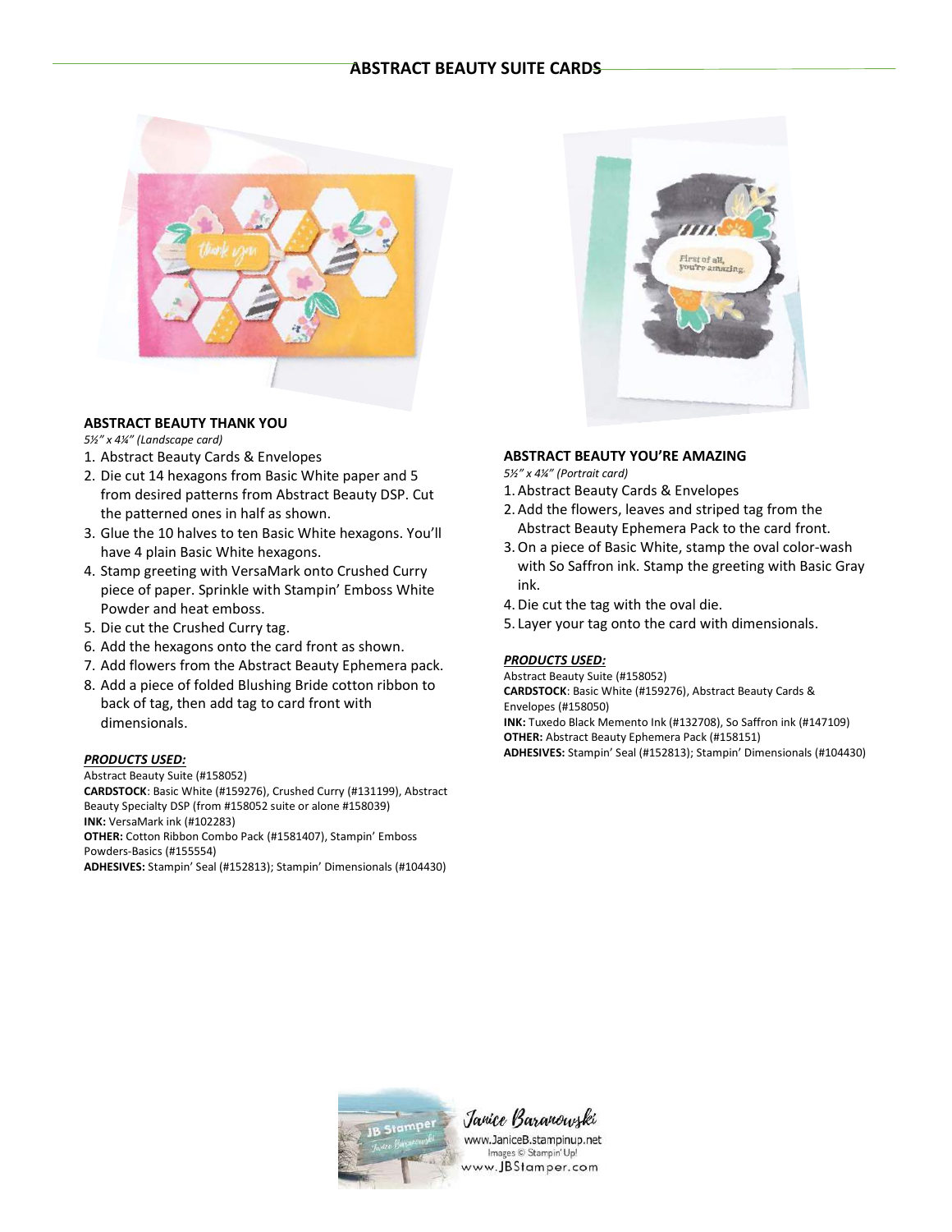# ABSTRACT BEAUTY SUITE CARDS

## ABSTRACT BEAUTY THANK YOU

*5½" x 4¼" (Landscape card)*

1. Abstract Beauty Cards & Envelopes
2. Die cut 14 hexagons from Basic White paper and 5 from desired patterns from Abstract Beauty DSP. Cut the patterned ones in half as shown.
3. Glue the 10 halves to ten Basic White hexagons. You'll have 4 plain Basic White hexagons.
4. Stamp greeting with VersaMark onto Crushed Curry piece of paper. Sprinkle with Stampin' Emboss White Powder and heat emboss.
5. Die cut the Crushed Curry tag.
6. Add the hexagons onto the card front as shown.
7. Add flowers from the Abstract Beauty Ephemera pack.
8. Add a piece of folded Blushing Bride cotton ribbon to back of tag, then add tag to card front with dimensionals.

***PRODUCTS USED:***

Abstract Beauty Suite (#158052)
**CARDSTOCK**: Basic White (#159276), Crushed Curry (#131199), Abstract Beauty Specialty DSP (from #158052 suite or alone #158039)
**INK:** VersaMark ink (#102283)
**OTHER:** Cotton Ribbon Combo Pack (#1581407), Stampin' Emboss Powders-Basics (#155554)
**ADHESIVES:** Stampin' Seal (#152813); Stampin' Dimensionals (#104430)

## ABSTRACT BEAUTY YOU'RE AMAZING

*5½" x 4¼" (Portrait card)*

1. Abstract Beauty Cards & Envelopes
2. Add the flowers, leaves and striped tag from the Abstract Beauty Ephemera Pack to the card front.
3. On a piece of Basic White, stamp the oval color-wash with So Saffron ink. Stamp the greeting with Basic Gray ink.
4. Die cut the tag with the oval die.
5. Layer your tag onto the card with dimensionals.

***PRODUCTS USED:***

Abstract Beauty Suite (#158052)
**CARDSTOCK**: Basic White (#159276), Abstract Beauty Cards & Envelopes (#158050)
**INK:** Tuxedo Black Memento Ink (#132708), So Saffron ink (#147109)
**OTHER:** Abstract Beauty Ephemera Pack (#158151)
**ADHESIVES:** Stampin' Seal (#152813); Stampin' Dimensionals (#104430)

Janice Baranowski
www.JaniceB.stampinup.net
Images © Stampin' Up!
www.JBStamper.com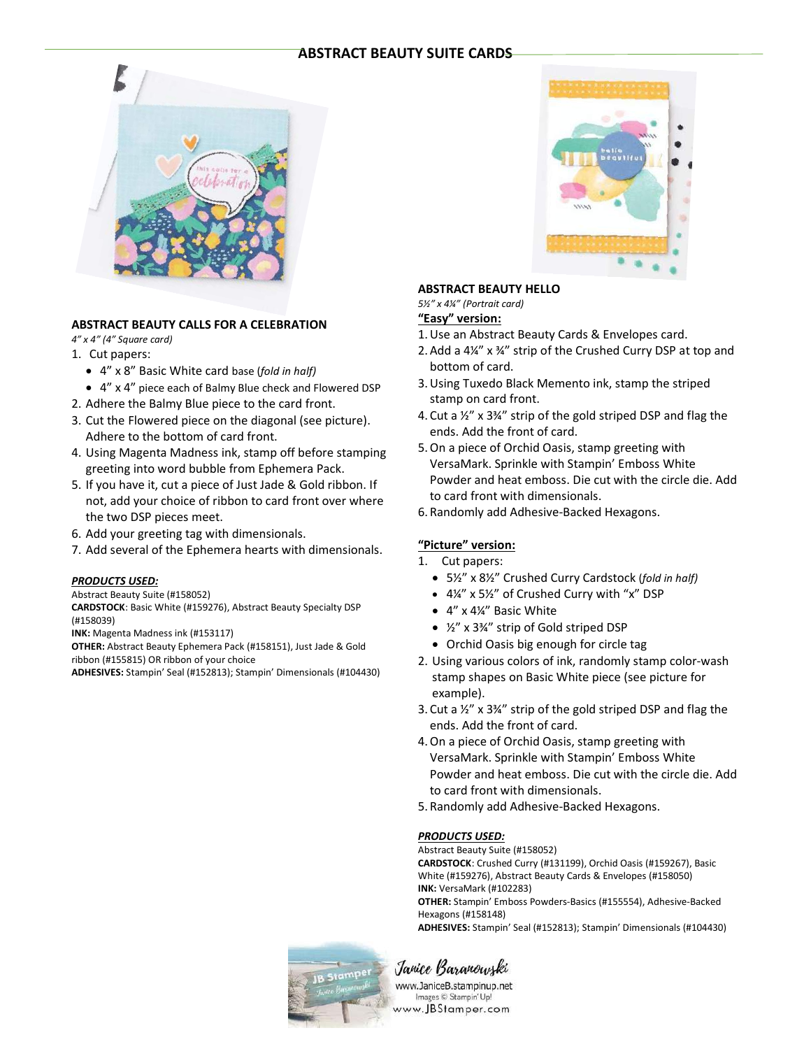# ABSTRACT BEAUTY SUITE CARDS

### ABSTRACT BEAUTY CALLS FOR A CELEBRATION

*4" x 4" (4" Square card)*

1. Cut papers:
   - 4" x 8" Basic White card base (*fold in half)*
   - 4" x 4" piece each of Balmy Blue check and Flowered DSP
2. Adhere the Balmy Blue piece to the card front.
3. Cut the Flowered piece on the diagonal (see picture). Adhere to the bottom of card front.
4. Using Magenta Madness ink, stamp off before stamping greeting into word bubble from Ephemera Pack.
5. If you have it, cut a piece of Just Jade & Gold ribbon. If not, add your choice of ribbon to card front over where the two DSP pieces meet.
6. Add your greeting tag with dimensionals.
7. Add several of the Ephemera hearts with dimensionals.

***PRODUCTS USED:***

Abstract Beauty Suite (#158052)
**CARDSTOCK**: Basic White (#159276), Abstract Beauty Specialty DSP (#158039)
**INK:** Magenta Madness ink (#153117)
**OTHER:** Abstract Beauty Ephemera Pack (#158151), Just Jade & Gold ribbon (#155815) OR ribbon of your choice
**ADHESIVES:** Stampin' Seal (#152813); Stampin' Dimensionals (#104430)

### ABSTRACT BEAUTY HELLO

*5½" x 4¼" (Portrait card)*

**"Easy" version:**

1. Use an Abstract Beauty Cards & Envelopes card.
2. Add a 4¼" x ¾" strip of the Crushed Curry DSP at top and bottom of card.
3. Using Tuxedo Black Memento ink, stamp the striped stamp on card front.
4. Cut a ½" x 3¾" strip of the gold striped DSP and flag the ends. Add the front of card.
5. On a piece of Orchid Oasis, stamp greeting with VersaMark. Sprinkle with Stampin' Emboss White Powder and heat emboss. Die cut with the circle die. Add to card front with dimensionals.
6. Randomly add Adhesive-Backed Hexagons.

**"Picture" version:**

1. Cut papers:
   - 5½" x 8½" Crushed Curry Cardstock (*fold in half)*
   - 4¼" x 5½" of Crushed Curry with "x" DSP
   - 4" x 4¼" Basic White
   - ½" x 3¾" strip of Gold striped DSP
   - Orchid Oasis big enough for circle tag
2. Using various colors of ink, randomly stamp color-wash stamp shapes on Basic White piece (see picture for example).
3. Cut a ½" x 3¾" strip of the gold striped DSP and flag the ends. Add the front of card.
4. On a piece of Orchid Oasis, stamp greeting with VersaMark. Sprinkle with Stampin' Emboss White Powder and heat emboss. Die cut with the circle die. Add to card front with dimensionals.
5. Randomly add Adhesive-Backed Hexagons.

***PRODUCTS USED:***

Abstract Beauty Suite (#158052)
**CARDSTOCK**: Crushed Curry (#131199), Orchid Oasis (#159267), Basic White (#159276), Abstract Beauty Cards & Envelopes (#158050)
**INK:** VersaMark (#102283)
**OTHER:** Stampin' Emboss Powders-Basics (#155554), Adhesive-Backed Hexagons (#158148)
**ADHESIVES:** Stampin' Seal (#152813); Stampin' Dimensionals (#104430)

Janice Baranowski
www.JaniceB.stampinup.net
Images © Stampin' Up!
www.JBStamper.com